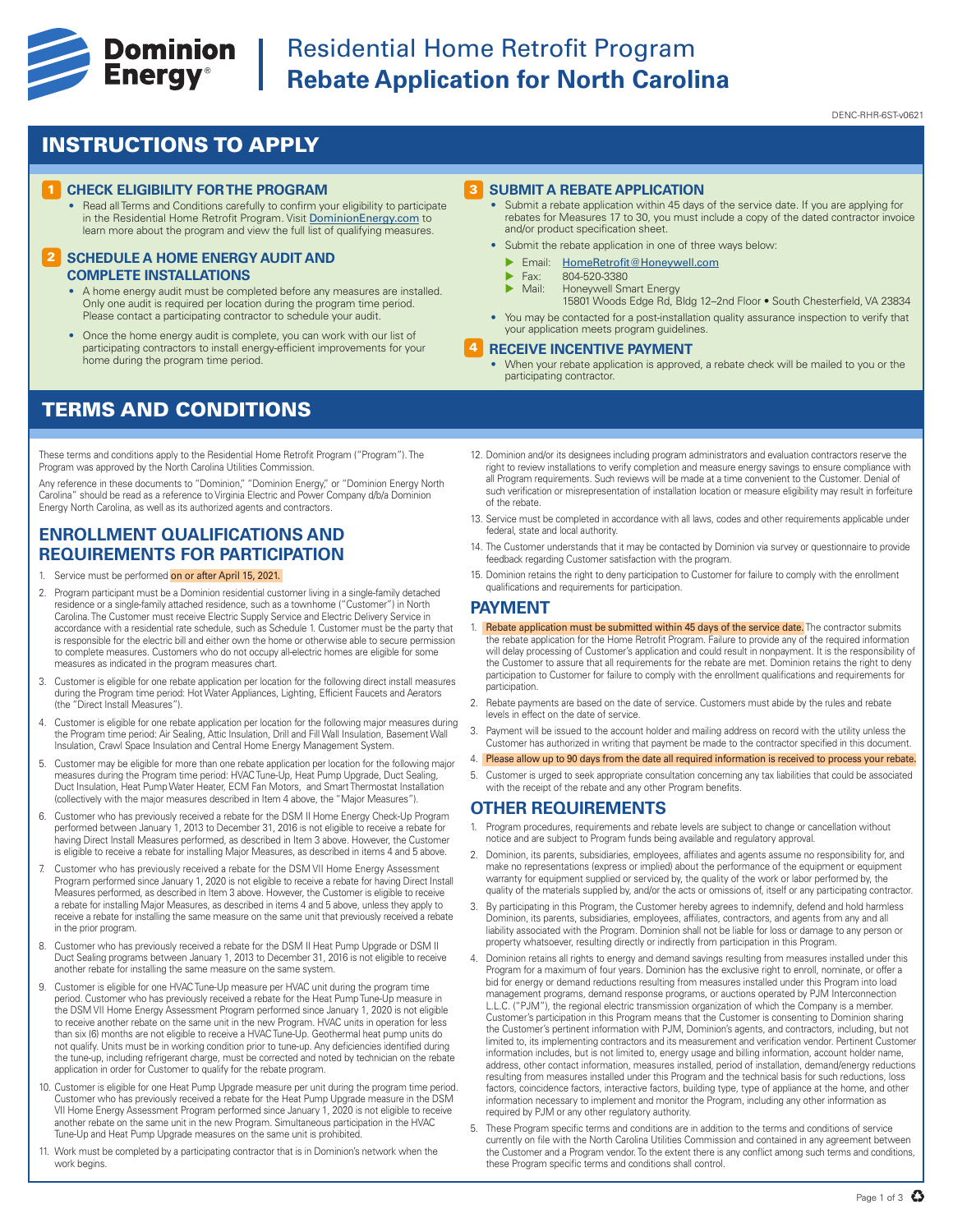# Residential Home Retrofit Program
# Rebate Application for North Carolina

DENC-RHR-6ST-v0621

## INSTRUCTIONS TO APPLY

### 1 CHECK ELIGIBILITY FOR THE PROGRAM

- Read all Terms and Conditions carefully to confirm your eligibility to participate in the Residential Home Retrofit Program. Visit DominionEnergy.com to learn more about the program and view the full list of qualifying measures.

### 2 SCHEDULE A HOME ENERGY AUDIT AND COMPLETE INSTALLATIONS

- A home energy audit must be completed before any measures are installed. Only one audit is required per location during the program time period. Please contact a participating contractor to schedule your audit.
- Once the home energy audit is complete, you can work with our list of participating contractors to install energy-efficient improvements for your home during the program time period.

### 3 SUBMIT A REBATE APPLICATION

- Submit a rebate application within 45 days of the service date. If you are applying for rebates for Measures 17 to 30, you must include a copy of the dated contractor invoice and/or product specification sheet.
- Submit the rebate application in one of three ways below:
  - Email: HomeRetrofit@Honeywell.com
  - Fax: 804-520-3380
  - Mail: Honeywell Smart Energy
    15801 Woods Edge Rd, Bldg 12–2nd Floor • South Chesterfield, VA 23834
- You may be contacted for a post-installation quality assurance inspection to verify that your application meets program guidelines.

### 4 RECEIVE INCENTIVE PAYMENT

- When your rebate application is approved, a rebate check will be mailed to you or the participating contractor.

## TERMS AND CONDITIONS

These terms and conditions apply to the Residential Home Retrofit Program ("Program"). The Program was approved by the North Carolina Utilities Commission.

Any reference in these documents to "Dominion," "Dominion Energy," or "Dominion Energy North Carolina" should be read as a reference to Virginia Electric and Power Company d/b/a Dominion Energy North Carolina, as well as its authorized agents and contractors.

### ENROLLMENT QUALIFICATIONS AND REQUIREMENTS FOR PARTICIPATION

1. Service must be performed on or after April 15, 2021.
2. Program participant must be a Dominion residential customer living in a single-family detached residence or a single-family attached residence, such as a townhome ("Customer") in North Carolina. The Customer must receive Electric Supply Service and Electric Delivery Service in accordance with a residential rate schedule, such as Schedule 1. Customer must be the party that is responsible for the electric bill and either own the home or otherwise able to secure permission to complete measures. Customers who do not occupy all-electric homes are eligible for some measures as indicated in the program measures chart.
3. Customer is eligible for one rebate application per location for the following direct install measures during the Program time period: Hot Water Appliances, Lighting, Efficient Faucets and Aerators (the "Direct Install Measures").
4. Customer is eligible for one rebate application per location for the following major measures during the Program time period: Air Sealing, Attic Insulation, Drill and Fill Wall Insulation, Basement Wall Insulation, Crawl Space Insulation and Central Home Energy Management System.
5. Customer may be eligible for more than one rebate application per location for the following major measures during the Program time period: HVAC Tune-Up, Heat Pump Upgrade, Duct Sealing, Duct Insulation, Heat Pump Water Heater, ECM Fan Motors, and Smart Thermostat Installation (collectively with the major measures described in Item 4 above, the "Major Measures").
6. Customer who has previously received a rebate for the DSM II Home Energy Check-Up Program performed between January 1, 2013 to December 31, 2016 is not eligible to receive a rebate for having Direct Install Measures performed, as described in Item 3 above. However, the Customer is eligible to receive a rebate for installing Major Measures, as described in items 4 and 5 above.
7. Customer who has previously received a rebate for the DSM VII Home Energy Assessment Program performed since January 1, 2020 is not eligible to receive a rebate for having Direct Install Measures performed, as described in Item 3 above. However, the Customer is eligible to receive a rebate for installing Major Measures, as described in items 4 and 5 above, unless they apply to receive a rebate for installing the same measure on the same unit that previously received a rebate in the prior program.
8. Customer who has previously received a rebate for the DSM II Heat Pump Upgrade or DSM II Duct Sealing programs between January 1, 2013 to December 31, 2016 is not eligible to receive another rebate for installing the same measure on the same system.
9. Customer is eligible for one HVAC Tune-Up measure per HVAC unit during the program time period. Customer who has previously received a rebate for the Heat Pump Tune-Up measure in the DSM VII Home Energy Assessment Program performed since January 1, 2020 is not eligible to receive another rebate on the same unit in the new Program. HVAC units in operation for less than six (6) months are not eligible to receive a HVAC Tune-Up. Geothermal heat pump units do not qualify. Units must be in working condition prior to tune-up. Any deficiencies identified during the tune-up, including refrigerant charge, must be corrected and noted by technician on the rebate application in order for Customer to qualify for the rebate program.
10. Customer is eligible for one Heat Pump Upgrade measure per unit during the program time period. Customer who has previously received a rebate for the Heat Pump Upgrade measure in the DSM VII Home Energy Assessment Program performed since January 1, 2020 is not eligible to receive another rebate on the same unit in the new Program. Simultaneous participation in the HVAC Tune-Up and Heat Pump Upgrade measures on the same unit is prohibited.
11. Work must be completed by a participating contractor that is in Dominion's network when the work begins.
12. Dominion and/or its designees including program administrators and evaluation contractors reserve the right to review installations to verify completion and measure energy savings to ensure compliance with all Program requirements. Such reviews will be made at a time convenient to the Customer. Denial of such verification or misrepresentation of installation location or measure eligibility may result in forfeiture of the rebate.
13. Service must be completed in accordance with all laws, codes and other requirements applicable under federal, state and local authority.
14. The Customer understands that it may be contacted by Dominion via survey or questionnaire to provide feedback regarding Customer satisfaction with the program.
15. Dominion retains the right to deny participation to Customer for failure to comply with the enrollment qualifications and requirements for participation.

### PAYMENT

1. Rebate application must be submitted within 45 days of the service date. The contractor submits the rebate application for the Home Retrofit Program. Failure to provide any of the required information will delay processing of Customer's application and could result in nonpayment. It is the responsibility of the Customer to assure that all requirements for the rebate are met. Dominion retains the right to deny participation to Customer for failure to comply with the enrollment qualifications and requirements for participation.
2. Rebate payments are based on the date of service. Customers must abide by the rules and rebate levels in effect on the date of service.
3. Payment will be issued to the account holder and mailing address on record with the utility unless the Customer has authorized in writing that payment be made to the contractor specified in this document.
4. Please allow up to 90 days from the date all required information is received to process your rebate.
5. Customer is urged to seek appropriate consultation concerning any tax liabilities that could be associated with the receipt of the rebate and any other Program benefits.

### OTHER REQUIREMENTS

1. Program procedures, requirements and rebate levels are subject to change or cancellation without notice and are subject to Program funds being available and regulatory approval.
2. Dominion, its parents, subsidiaries, employees, affiliates and agents assume no responsibility for, and make no representations (express or implied) about the performance of the equipment or equipment warranty for equipment supplied or serviced by, the quality of the work or labor performed by, the quality of the materials supplied by, and/or the acts or omissions of, itself or any participating contractor.
3. By participating in this Program, the Customer hereby agrees to indemnify, defend and hold harmless Dominion, its parents, subsidiaries, employees, affiliates, contractors, and agents from any and all liability associated with the Program. Dominion shall not be liable for loss or damage to any person or property whatsoever, resulting directly or indirectly from participation in this Program.
4. Dominion retains all rights to energy and demand savings resulting from measures installed under this Program for a maximum of four years. Dominion has the exclusive right to enroll, nominate, or offer a bid for energy or demand reductions resulting from measures installed under this Program into load management programs, demand response programs, or auctions operated by PJM Interconnection L.L.C. ("PJM"), the regional electric transmission organization of which the Company is a member. Customer's participation in this Program means that the Customer is consenting to Dominion sharing the Customer's pertinent information with PJM, Dominion's agents, and contractors, including, but not limited to, its implementing contractors and its measurement and verification vendor. Pertinent Customer information includes, but is not limited to, energy usage and billing information, account holder name, address, other contact information, measures installed, period of installation, demand/energy reductions resulting from measures installed under this Program and the technical basis for such reductions, loss factors, coincidence factors, interactive factors, building type, type of appliance at the home, and other information necessary to implement and monitor the Program, including any other information as required by PJM or any other regulatory authority.
5. These Program specific terms and conditions are in addition to the terms and conditions of service currently on file with the North Carolina Utilities Commission and contained in any agreement between the Customer and a Program vendor. To the extent there is any conflict among such terms and conditions, these Program specific terms and conditions shall control.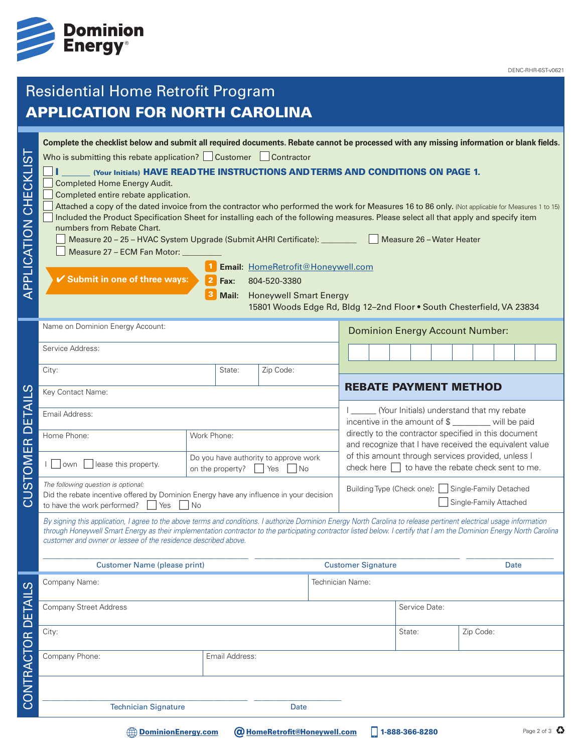DENC-RHR-6ST-v0621

# Residential Home Retrofit Program

# APPLICATION FOR NORTH CAROLINA

## APPLICATION CHECKLIST

**Complete the checklist below and submit all required documents. Rebate cannot be processed with any missing information or blank fields.**

Who is submitting this rebate application? ☐ Customer ☐ Contractor

☐ **I ______ (Your Initials) HAVE READ THE INSTRUCTIONS AND TERMS AND CONDITIONS ON PAGE 1.**

☐ Completed Home Energy Audit.

☐ Completed entire rebate application.

☐ Attached a copy of the dated invoice from the contractor who performed the work for Measures 16 to 86 only. (Not applicable for Measures 1 to 15)

☐ Included the Product Specification Sheet for installing each of the following measures. Please select all that apply and specify item numbers from Rebate Chart.

- ☐ Measure 20 – 25 – HVAC System Upgrade (Submit AHRI Certificate): ________
- ☐ Measure 26 – Water Heater
- ☐ Measure 27 – ECM Fan Motor: ________

**✔ Submit in one of three ways:**

1. **Email:** HomeRetrofit@Honeywell.com
2. **Fax:** 804-520-3380
3. **Mail:** Honeywell Smart Energy
   15801 Woods Edge Rd, Bldg 12–2nd Floor • South Chesterfield, VA 23834

## CUSTOMER DETAILS

Name on Dominion Energy Account:

Service Address:

City: State: Zip Code:

Key Contact Name:

Email Address:

Home Phone: Work Phone:

I ☐ own ☐ lease this property.

Do you have authority to approve work on the property? ☐ Yes ☐ No

*The following question is optional:*
Did the rebate incentive offered by Dominion Energy have any influence in your decision to have the work performed? ☐ Yes ☐ No

**Dominion Energy Account Number:**

| | | | | | | | | | |
|---|---|---|---|---|---|---|---|---|---|
| | | | | | | | | | |

### REBATE PAYMENT METHOD

I ______ (Your Initials) understand that my rebate incentive in the amount of $ ________ will be paid directly to the contractor specified in this document and recognize that I have received the equivalent value of this amount through services provided, unless I check here ☐ to have the rebate check sent to me.

Building Type (Check one): ☐ Single-Family Detached ☐ Single-Family Attached

*By signing this application, I agree to the above terms and conditions. I authorize Dominion Energy North Carolina to release pertinent electrical usage information through Honeywell Smart Energy as their implementation contractor to the participating contractor listed below. I certify that I am the Dominion Energy North Carolina customer and owner or lessee of the residence described above.*

________________________ ________________________ ____________

Customer Name (please print) Customer Signature Date

## CONTRACTOR DETAILS

Company Name: Technician Name:

Company Street Address Service Date:

City: State: Zip Code:

Company Phone: Email Address:

________________________ ____________

Technician Signature Date

DominionEnergy.com HomeRetrofit@Honeywell.com 1-888-366-8280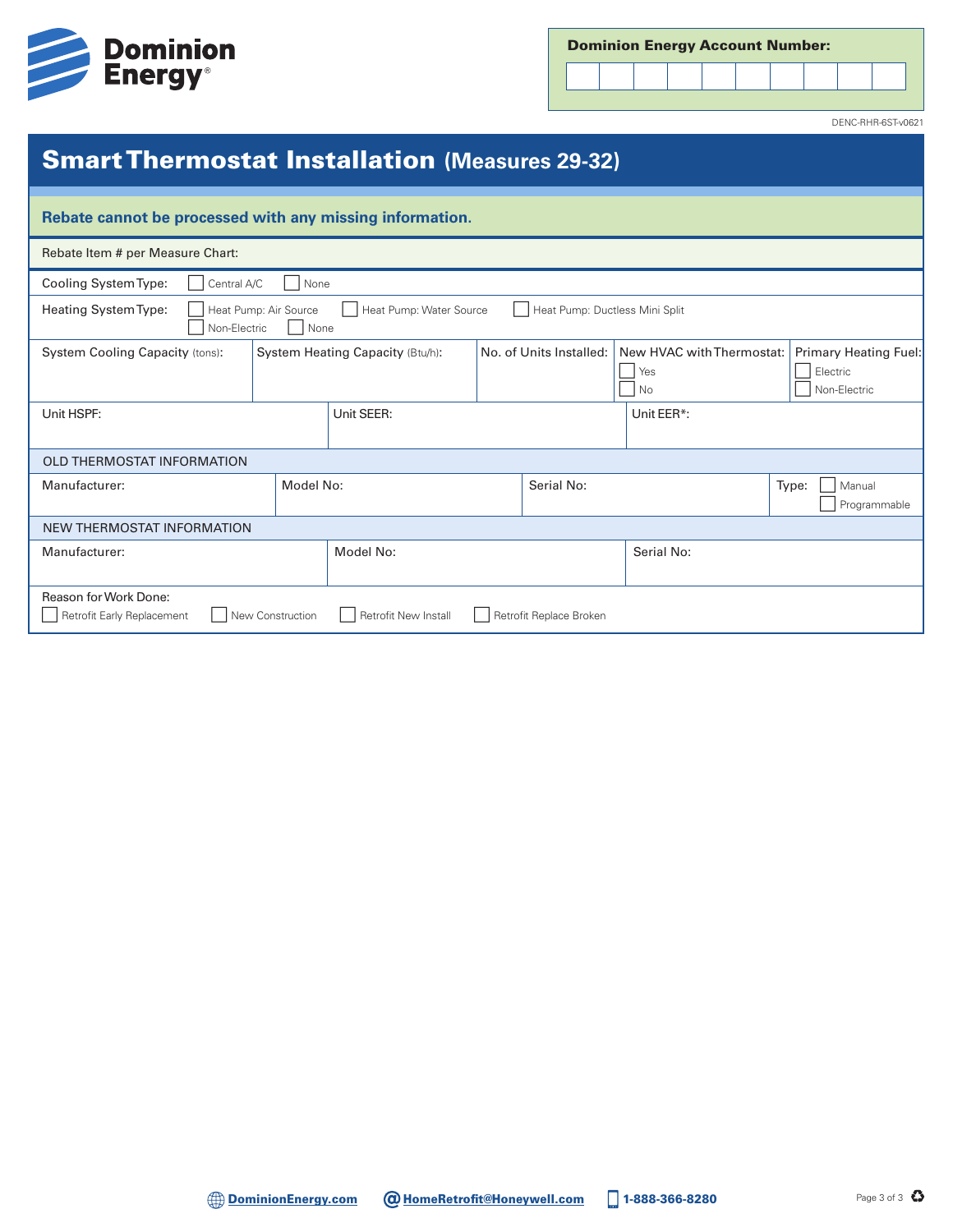Dominion Energy

**Dominion Energy Account Number:**

| | | | | | | | | | |
|---|---|---|---|---|---|---|---|---|---|
| | | | | | | | | | |

DENC-RHR-6ST-v0621

# Smart Thermostat Installation (Measures 29-32)

**Rebate cannot be processed with any missing information.**

Rebate Item # per Measure Chart:

Cooling System Type: ☐ Central A/C ☐ None

Heating System Type: ☐ Heat Pump: Air Source ☐ Heat Pump: Water Source ☐ Heat Pump: Ductless Mini Split ☐ Non-Electric ☐ None

| System Cooling Capacity (tons): | System Heating Capacity (Btu/h): | No. of Units Installed: | New HVAC with Thermostat: ☐ Yes ☐ No | Primary Heating Fuel: ☐ Electric ☐ Non-Electric |
|---|---|---|---|---|
| | | | | |

| Unit HSPF: | Unit SEER: | Unit EER*: |
|---|---|---|
| | | |

OLD THERMOSTAT INFORMATION

| Manufacturer: | Model No: | Serial No: | Type: ☐ Manual ☐ Programmable |
|---|---|---|---|
| | | | |

NEW THERMOSTAT INFORMATION

| Manufacturer: | Model No: | Serial No: |
|---|---|---|
| | | |

Reason for Work Done:
☐ Retrofit Early Replacement ☐ New Construction ☐ Retrofit New Install ☐ Retrofit Replace Broken

DominionEnergy.com HomeRetrofit@Honeywell.com 1-888-366-8280